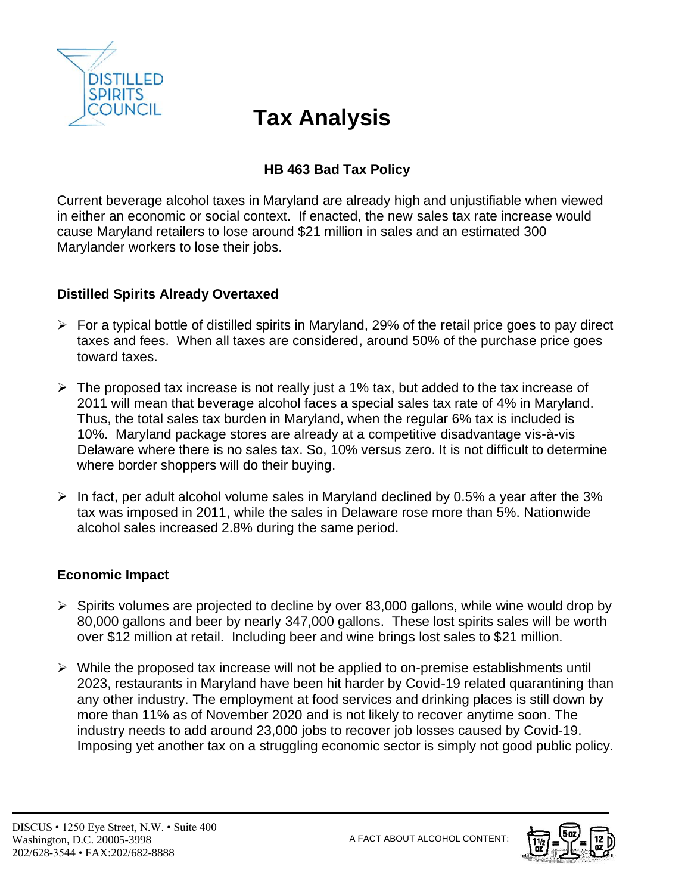DISTILLED SPIRITS COUNCIL

# Tax Analysis

## HB 463 Bad Tax Policy

Current beverage alcohol taxes in Maryland are already high and unjustifiable when viewed in either an economic or social context. If enacted, the new sales tax rate increase would cause Maryland retailers to lose around $21 million in sales and an estimated 300 Marylander workers to lose their jobs.

### Distilled Spirits Already Overtaxed

- For a typical bottle of distilled spirits in Maryland, 29% of the retail price goes to pay direct taxes and fees. When all taxes are considered, around 50% of the purchase price goes toward taxes.
- The proposed tax increase is not really just a 1% tax, but added to the tax increase of 2011 will mean that beverage alcohol faces a special sales tax rate of 4% in Maryland. Thus, the total sales tax burden in Maryland, when the regular 6% tax is included is 10%. Maryland package stores are already at a competitive disadvantage vis-à-vis Delaware where there is no sales tax. So, 10% versus zero. It is not difficult to determine where border shoppers will do their buying.
- In fact, per adult alcohol volume sales in Maryland declined by 0.5% a year after the 3% tax was imposed in 2011, while the sales in Delaware rose more than 5%. Nationwide alcohol sales increased 2.8% during the same period.

### Economic Impact

- Spirits volumes are projected to decline by over 83,000 gallons, while wine would drop by 80,000 gallons and beer by nearly 347,000 gallons. These lost spirits sales will be worth over $12 million at retail. Including beer and wine brings lost sales to $21 million.
- While the proposed tax increase will not be applied to on-premise establishments until 2023, restaurants in Maryland have been hit harder by Covid-19 related quarantining than any other industry. The employment at food services and drinking places is still down by more than 11% as of November 2020 and is not likely to recover anytime soon. The industry needs to add around 23,000 jobs to recover job losses caused by Covid-19. Imposing yet another tax on a struggling economic sector is simply not good public policy.

DISCUS • 1250 Eye Street, N.W. • Suite 400
Washington, D.C. 20005-3998
202/628-3544 • FAX:202/682-8888

A FACT ABOUT ALCOHOL CONTENT: 1½ OZ = 5 OZ = 12 OZ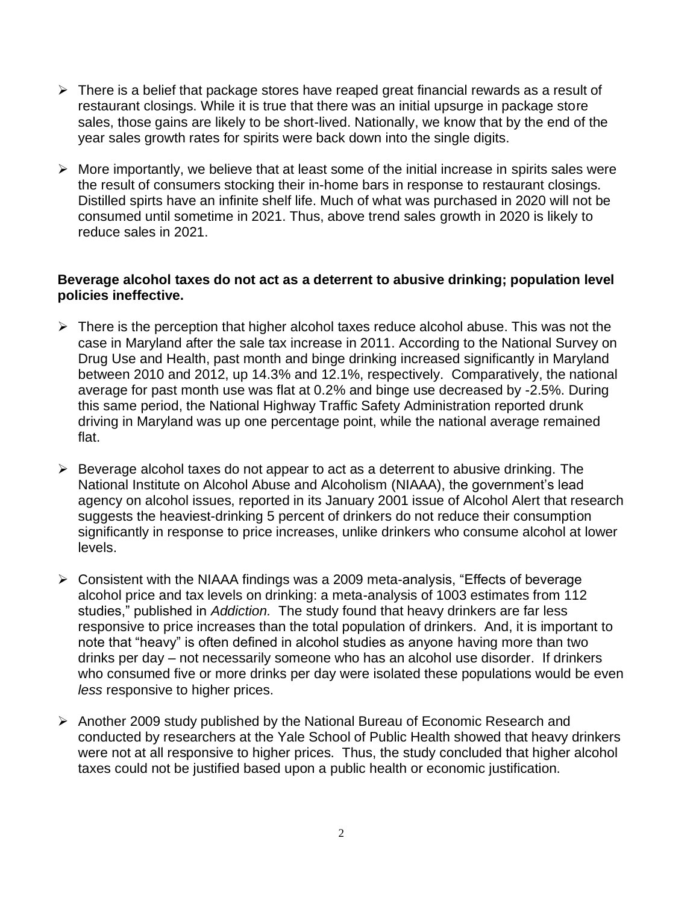- There is a belief that package stores have reaped great financial rewards as a result of restaurant closings. While it is true that there was an initial upsurge in package store sales, those gains are likely to be short-lived. Nationally, we know that by the end of the year sales growth rates for spirits were back down into the single digits.

- More importantly, we believe that at least some of the initial increase in spirits sales were the result of consumers stocking their in-home bars in response to restaurant closings. Distilled spirts have an infinite shelf life. Much of what was purchased in 2020 will not be consumed until sometime in 2021. Thus, above trend sales growth in 2020 is likely to reduce sales in 2021.

**Beverage alcohol taxes do not act as a deterrent to abusive drinking; population level policies ineffective.**

- There is the perception that higher alcohol taxes reduce alcohol abuse. This was not the case in Maryland after the sale tax increase in 2011. According to the National Survey on Drug Use and Health, past month and binge drinking increased significantly in Maryland between 2010 and 2012, up 14.3% and 12.1%, respectively. Comparatively, the national average for past month use was flat at 0.2% and binge use decreased by -2.5%. During this same period, the National Highway Traffic Safety Administration reported drunk driving in Maryland was up one percentage point, while the national average remained flat.

- Beverage alcohol taxes do not appear to act as a deterrent to abusive drinking. The National Institute on Alcohol Abuse and Alcoholism (NIAAA), the government's lead agency on alcohol issues, reported in its January 2001 issue of Alcohol Alert that research suggests the heaviest-drinking 5 percent of drinkers do not reduce their consumption significantly in response to price increases, unlike drinkers who consume alcohol at lower levels.

- Consistent with the NIAAA findings was a 2009 meta-analysis, "Effects of beverage alcohol price and tax levels on drinking: a meta-analysis of 1003 estimates from 112 studies," published in *Addiction.* The study found that heavy drinkers are far less responsive to price increases than the total population of drinkers. And, it is important to note that "heavy" is often defined in alcohol studies as anyone having more than two drinks per day – not necessarily someone who has an alcohol use disorder. If drinkers who consumed five or more drinks per day were isolated these populations would be even *less* responsive to higher prices.

- Another 2009 study published by the National Bureau of Economic Research and conducted by researchers at the Yale School of Public Health showed that heavy drinkers were not at all responsive to higher prices. Thus, the study concluded that higher alcohol taxes could not be justified based upon a public health or economic justification.